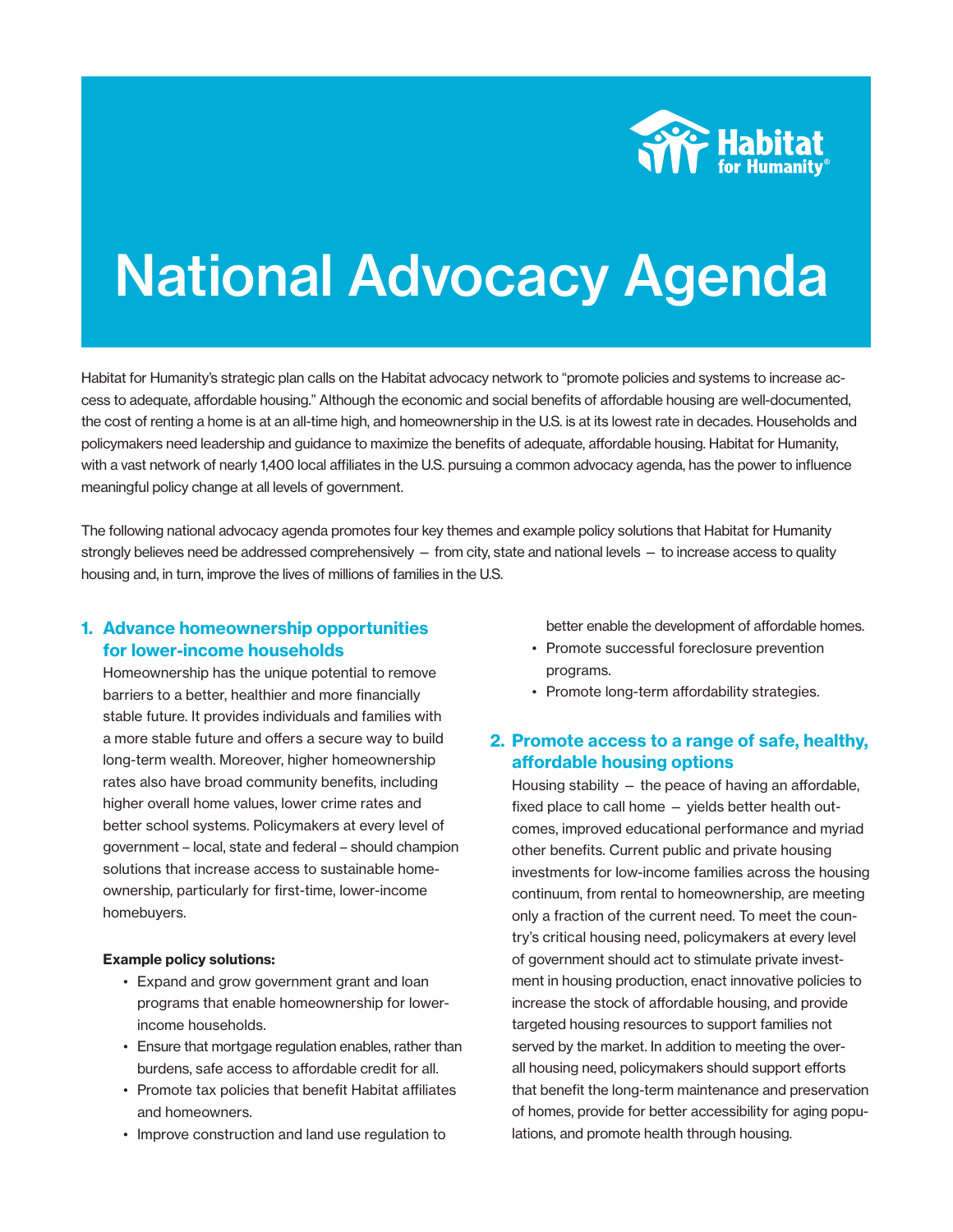# National Advocacy Agenda

Habitat for Humanity's strategic plan calls on the Habitat advocacy network to "promote policies and systems to increase access to adequate, affordable housing." Although the economic and social benefits of affordable housing are well-documented, the cost of renting a home is at an all-time high, and homeownership in the U.S. is at its lowest rate in decades. Households and policymakers need leadership and guidance to maximize the benefits of adequate, affordable housing. Habitat for Humanity, with a vast network of nearly 1,400 local affiliates in the U.S. pursuing a common advocacy agenda, has the power to influence meaningful policy change at all levels of government.

The following national advocacy agenda promotes four key themes and example policy solutions that Habitat for Humanity strongly believes need be addressed comprehensively — from city, state and national levels — to increase access to quality housing and, in turn, improve the lives of millions of families in the U.S.

## 1. Advance homeownership opportunities for lower-income households

Homeownership has the unique potential to remove barriers to a better, healthier and more financially stable future. It provides individuals and families with a more stable future and offers a secure way to build long-term wealth. Moreover, higher homeownership rates also have broad community benefits, including higher overall home values, lower crime rates and better school systems. Policymakers at every level of government – local, state and federal – should champion solutions that increase access to sustainable homeownership, particularly for first-time, lower-income homebuyers.

**Example policy solutions:**

- Expand and grow government grant and loan programs that enable homeownership for lower-income households.
- Ensure that mortgage regulation enables, rather than burdens, safe access to affordable credit for all.
- Promote tax policies that benefit Habitat affiliates and homeowners.
- Improve construction and land use regulation to better enable the development of affordable homes.
- Promote successful foreclosure prevention programs.
- Promote long-term affordability strategies.

## 2. Promote access to a range of safe, healthy, affordable housing options

Housing stability — the peace of having an affordable, fixed place to call home — yields better health outcomes, improved educational performance and myriad other benefits. Current public and private housing investments for low-income families across the housing continuum, from rental to homeownership, are meeting only a fraction of the current need. To meet the country's critical housing need, policymakers at every level of government should act to stimulate private investment in housing production, enact innovative policies to increase the stock of affordable housing, and provide targeted housing resources to support families not served by the market. In addition to meeting the overall housing need, policymakers should support efforts that benefit the long-term maintenance and preservation of homes, provide for better accessibility for aging populations, and promote health through housing.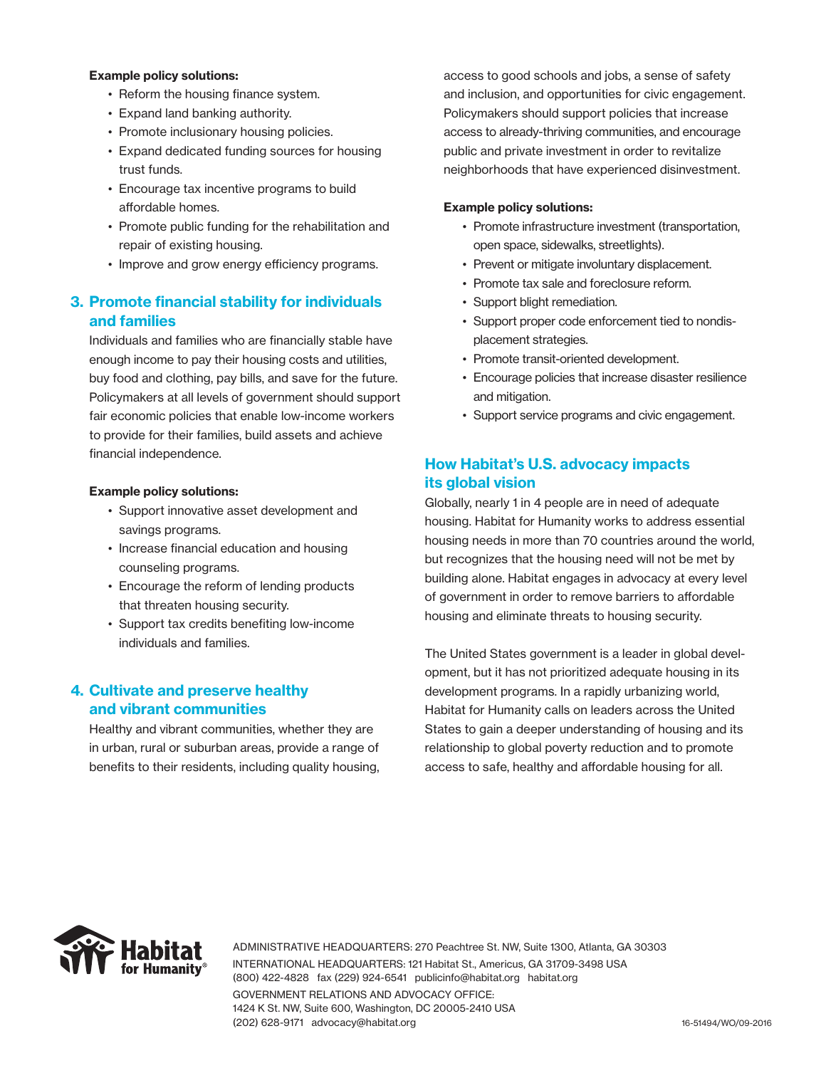**Example policy solutions:**

- Reform the housing finance system.
- Expand land banking authority.
- Promote inclusionary housing policies.
- Expand dedicated funding sources for housing trust funds.
- Encourage tax incentive programs to build affordable homes.
- Promote public funding for the rehabilitation and repair of existing housing.
- Improve and grow energy efficiency programs.

## 3. Promote financial stability for individuals and families

Individuals and families who are financially stable have enough income to pay their housing costs and utilities, buy food and clothing, pay bills, and save for the future. Policymakers at all levels of government should support fair economic policies that enable low-income workers to provide for their families, build assets and achieve financial independence.

**Example policy solutions:**

- Support innovative asset development and savings programs.
- Increase financial education and housing counseling programs.
- Encourage the reform of lending products that threaten housing security.
- Support tax credits benefiting low-income individuals and families.

## 4. Cultivate and preserve healthy and vibrant communities

Healthy and vibrant communities, whether they are in urban, rural or suburban areas, provide a range of benefits to their residents, including quality housing, access to good schools and jobs, a sense of safety and inclusion, and opportunities for civic engagement. Policymakers should support policies that increase access to already-thriving communities, and encourage public and private investment in order to revitalize neighborhoods that have experienced disinvestment.

**Example policy solutions:**

- Promote infrastructure investment (transportation, open space, sidewalks, streetlights).
- Prevent or mitigate involuntary displacement.
- Promote tax sale and foreclosure reform.
- Support blight remediation.
- Support proper code enforcement tied to nondisplacement strategies.
- Promote transit-oriented development.
- Encourage policies that increase disaster resilience and mitigation.
- Support service programs and civic engagement.

## How Habitat's U.S. advocacy impacts its global vision

Globally, nearly 1 in 4 people are in need of adequate housing. Habitat for Humanity works to address essential housing needs in more than 70 countries around the world, but recognizes that the housing need will not be met by building alone. Habitat engages in advocacy at every level of government in order to remove barriers to affordable housing and eliminate threats to housing security.

The United States government is a leader in global development, but it has not prioritized adequate housing in its development programs. In a rapidly urbanizing world, Habitat for Humanity calls on leaders across the United States to gain a deeper understanding of housing and its relationship to global poverty reduction and to promote access to safe, healthy and affordable housing for all.

Habitat for Humanity®

ADMINISTRATIVE HEADQUARTERS: 270 Peachtree St. NW, Suite 1300, Atlanta, GA 30303
INTERNATIONAL HEADQUARTERS: 121 Habitat St., Americus, GA 31709-3498 USA
(800) 422-4828 fax (229) 924-6541 publicinfo@habitat.org habitat.org
GOVERNMENT RELATIONS AND ADVOCACY OFFICE:
1424 K St. NW, Suite 600, Washington, DC 20005-2410 USA
(202) 628-9171 advocacy@habitat.org

16-51494/WO/09-2016